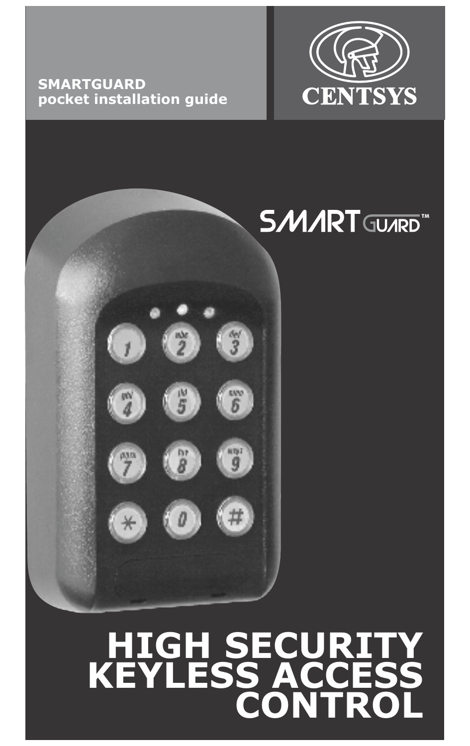**SMARTGUARD**
**pocket installation guide**

CENTSYS

SMART GUARD™

# HIGH SECURITY KEYLESS ACCESS CONTROL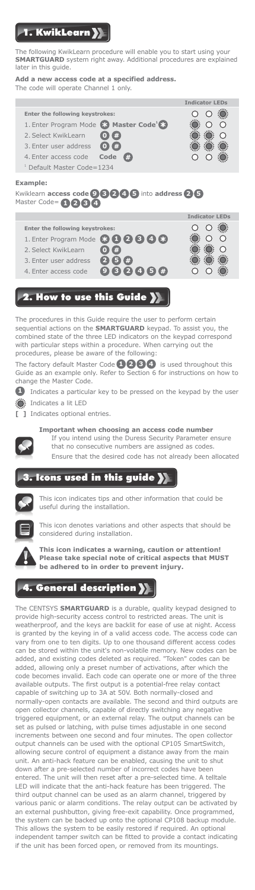## 1. KwikLearn

The following KwikLearn procedure will enable you to start using your **SMARTGUARD** system right away. Additional procedures are explained later in this guide.

**Add a new access code at a specified address.**

The code will operate Channel 1 only.

| Enter the following keystrokes: | Indicator LEDs |
|---|---|
| 1. Enter Program Mode * **Master Code**[1] * | ● ○ ○ |
| 2. Select KwikLearn 0 # | ● ● ○ |
| 3. Enter user address 0 # | ● ● ● |
| 4. Enter access code **Code** # | ○ ○ ● |

[1] Default Master Code=1234

**Example:**

Kwiklearn **access code** 9 3 2 4 5 into **address** 2 5
Master Code= 1 2 3 4

| Enter the following keystrokes: | Indicator LEDs |
|---|---|
| 1. Enter Program Mode * 1 2 3 4 * | ● ○ ○ |
| 2. Select KwikLearn 0 # | ● ● ○ |
| 3. Enter user address 2 5 # | ● ● ● |
| 4. Enter access code 9 3 2 4 5 # | ○ ○ ● |

## 2. How to use this Guide

The procedures in this Guide require the user to perform certain sequential actions on the **SMARTGUARD** keypad. To assist you, the combined state of the three LED indicators on the keypad correspond with particular steps within a procedure. When carrying out the procedures, please be aware of the following:

The factory default Master Code 1 2 3 4 is used throughout this Guide as an example only. Refer to Section 6 for instructions on how to change the Master Code.

1 Indicates a particular key to be pressed on the keypad by the user

● Indicates a lit LED

[ ] Indicates optional entries.

**Important when choosing an access code number**

If you intend using the Duress Security Parameter ensure that no consecutive numbers are assigned as codes.

Ensure that the desired code has not already been allocated

## 3. Icons used in this guide

This icon indicates tips and other information that could be useful during the installation.

This icon denotes variations and other aspects that should be considered during installation.

**This icon indicates a warning, caution or attention! Please take special note of critical aspects that MUST be adhered to in order to prevent injury.**

## 4. General description

The CENTSYS **SMARTGUARD** is a durable, quality keypad designed to provide high-security access control to restricted areas. The unit is weatherproof, and the keys are backlit for ease of use at night. Access is granted by the keying in of a valid access code. The access code can vary from one to ten digits. Up to one thousand different access codes can be stored within the unit's non-volatile memory. New codes can be added, and existing codes deleted as required. "Token" codes can be added, allowing only a preset number of activations, after which the code becomes invalid. Each code can operate one or more of the three available outputs. The first output is a potential-free relay contact capable of switching up to 3A at 50V. Both normally-closed and normally-open contacts are available. The second and third outputs are open collector channels, capable of directly switching any negative triggered equipment, or an external relay. The output channels can be set as pulsed or latching, with pulse times adjustable in one second increments between one second and four minutes. The open collector output channels can be used with the optional CP105 SmartSwitch, allowing secure control of equipment a distance away from the main unit. An anti-hack feature can be enabled, causing the unit to shut down after a pre-selected number of incorrect codes have been entered. The unit will then reset after a pre-selected time. A telltale LED will indicate that the anti-hack feature has been triggered. The third output channel can be used as an alarm channel, triggered by various panic or alarm conditions. The relay output can be activated by an external pushbutton, giving free-exit capability. Once programmed, the system can be backed up onto the optional CP108 backup module. This allows the system to be easily restored if required. An optional independent tamper switch can be fitted to provide a contact indicating if the unit has been forced open, or removed from its mountings.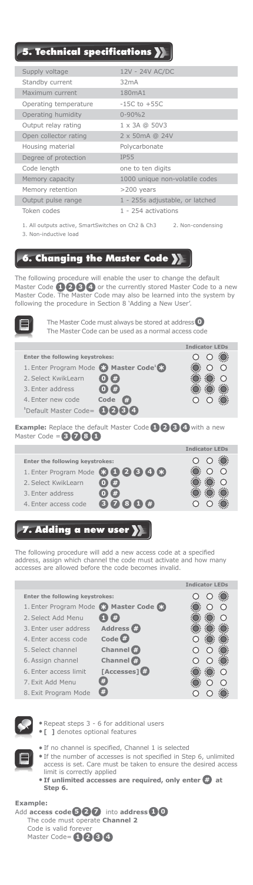## 5. Technical specifications

| | |
|---|---|
| Supply voltage | 12V - 24V AC/DC |
| Standby current | 32mA |
| Maximum current | 180mA1 |
| Operating temperature | -15C to +55C |
| Operating humidity | 0-90%2 |
| Output relay rating | 1 x 3A @ 50V3 |
| Open collector rating | 2 x 50mA @ 24V |
| Housing material | Polycarbonate |
| Degree of protection | IP55 |
| Code length | one to ten digits |
| Memory capacity | 1000 unique non-volatile codes |
| Memory retention | >200 years |
| Output pulse range | 1 - 255s adjustable, or latched |
| Token codes | 1 - 254 activations |

1. All outputs active, SmartSwitches on Ch2 & Ch3 2. Non-condensing
3. Non-inductive load

## 6. Changing the Master Code

The following procedure will enable the user to change the default Master Code 1 2 3 4 or the currently stored Master Code to a new Master Code. The Master Code may also be learned into the system by following the procedure in Section 8 'Adding a New User'.

The Master Code must always be stored at address 0
The Master Code can be used as a normal access code

| Enter the following keystrokes: | | Indicator LEDs |
|---|---|---|
| 1. Enter Program Mode | * Master Code[1] * | |
| 2. Select KwikLearn | 0 # | |
| 3. Enter address | 0 # | |
| 4. Enter new code | Code # | |

[1]Default Master Code= 1 2 3 4

**Example:** Replace the default Master Code 1 2 3 4 with a new Master Code = 3 7 8 1

| Enter the following keystrokes: | | Indicator LEDs |
|---|---|---|
| 1. Enter Program Mode | * 1 2 3 4 * | |
| 2. Select KwikLearn | 0 # | |
| 3. Enter address | 0 # | |
| 4. Enter access code | 3 7 8 1 # | |

## 7. Adding a new user

The following procedure will add a new access code at a specified address, assign which channel the code must activate and how many accesses are allowed before the code becomes invalid.

| Enter the following keystrokes: | | Indicator LEDs |
|---|---|---|
| 1. Enter Program Mode | * Master Code * | |
| 2. Select Add Menu | 1 # | |
| 3. Enter user address | Address # | |
| 4. Enter access code | Code # | |
| 5. Select channel | Channel # | |
| 6. Assign channel | Channel # | |
| 6. Enter access limit | [Accesses] # | |
| 7. Exit Add Menu | # | |
| 8. Exit Program Mode | # | |

- Repeat steps 3 - 6 for additional users
- **[ ]** denotes optional features

- If no channel is specified, Channel 1 is selected
- If the number of accesses is not specified in Step 6, unlimited access is set. Care must be taken to ensure the desired access limit is correctly applied
- **If unlimited accesses are required, only enter # at Step 6.**

**Example:**

Add **access code 5 2 7** into **address 1 0**

The code must operate **Channel 2**

Code is valid forever

Master Code= 1 2 3 4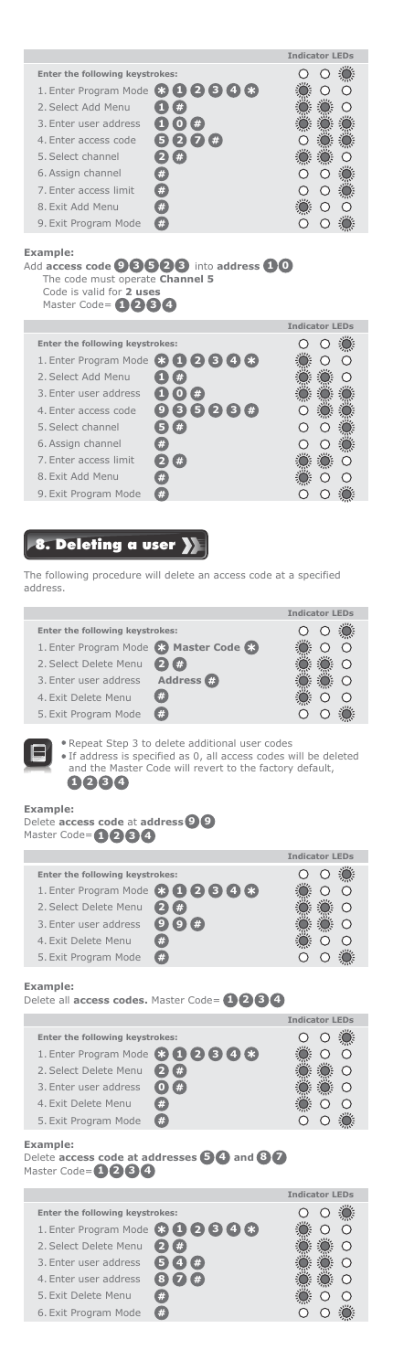| Enter the following keystrokes: | | Indicator LEDs | | |
|---|---|---|---|---|
| | | ○ | ○ | ● |
| 1. Enter Program Mode | * 1 2 3 4 * | ● | ○ | ○ |
| 2. Select Add Menu | 1 # | ● | ● | ○ |
| 3. Enter user address | 1 0 # | ● | ● | ● |
| 4. Enter access code | 5 2 7 # | ○ | ● | ● |
| 5. Select channel | 2 # | ● | ● | ○ |
| 6. Assign channel | # | ○ | ○ | ● |
| 7. Enter access limit | # | ○ | ○ | ● |
| 8. Exit Add Menu | # | ● | ○ | ○ |
| 9. Exit Program Mode | # | ○ | ○ | ● |

**Example:**

Add **access code 9 3 5 2 3** into **address 1 0**

The code must operate **Channel 5**

Code is valid for **2 uses**

Master Code= 1 2 3 4

| Enter the following keystrokes: | | Indicator LEDs | | |
|---|---|---|---|---|
| | | ○ | ○ | ● |
| 1. Enter Program Mode | * 1 2 3 4 * | ● | ○ | ○ |
| 2. Select Add Menu | 1 # | ● | ● | ○ |
| 3. Enter user address | 1 0 # | ● | ● | ● |
| 4. Enter access code | 9 3 5 2 3 # | ○ | ● | ● |
| 5. Select channel | 5 # | ○ | ○ | ● |
| 6. Assign channel | # | ○ | ○ | ● |
| 7. Enter access limit | 2 # | ● | ● | ○ |
| 8. Exit Add Menu | # | ● | ○ | ○ |
| 9. Exit Program Mode | # | ○ | ○ | ● |

## 8. Deleting a user

The following procedure will delete an access code at a specified address.

| Enter the following keystrokes: | | Indicator LEDs | | |
|---|---|---|---|---|
| | | ○ | ○ | ● |
| 1. Enter Program Mode | * Master Code * | ● | ○ | ○ |
| 2. Select Delete Menu | 2 # | ● | ● | ○ |
| 3. Enter user address | Address # | ● | ● | ○ |
| 4. Exit Delete Menu | # | ● | ○ | ○ |
| 5. Exit Program Mode | # | ○ | ○ | ● |

- Repeat Step 3 to delete additional user codes
- If address is specified as 0, all access codes will be deleted and the Master Code will revert to the factory default, 1 2 3 4

**Example:**

Delete **access code** at **address 9 9**

Master Code= 1 2 3 4

| Enter the following keystrokes: | | Indicator LEDs | | |
|---|---|---|---|---|
| | | ○ | ○ | ● |
| 1. Enter Program Mode | * 1 2 3 4 * | ● | ○ | ○ |
| 2. Select Delete Menu | 2 # | ● | ● | ○ |
| 3. Enter user address | 9 9 # | ● | ● | ○ |
| 4. Exit Delete Menu | # | ● | ○ | ○ |
| 5. Exit Program Mode | # | ○ | ○ | ● |

**Example:**

Delete all **access codes.** Master Code= 1 2 3 4

| Enter the following keystrokes: | | Indicator LEDs | | |
|---|---|---|---|---|
| | | ○ | ○ | ● |
| 1. Enter Program Mode | * 1 2 3 4 * | ● | ○ | ○ |
| 2. Select Delete Menu | 2 # | ● | ● | ○ |
| 3. Enter user address | 0 # | ● | ● | ○ |
| 4. Exit Delete Menu | # | ● | ○ | ○ |
| 5. Exit Program Mode | # | ○ | ○ | ● |

**Example:**

Delete **access code at addresses 5 4 and 8 7**

Master Code= 1 2 3 4

| Enter the following keystrokes: | | Indicator LEDs | | |
|---|---|---|---|---|
| | | ○ | ○ | ● |
| 1. Enter Program Mode | * 1 2 3 4 * | ● | ○ | ○ |
| 2. Select Delete Menu | 2 # | ● | ● | ○ |
| 3. Enter user address | 5 4 # | ● | ● | ○ |
| 4. Enter user address | 8 7 # | ● | ● | ○ |
| 5. Exit Delete Menu | # | ● | ○ | ○ |
| 6. Exit Program Mode | # | ○ | ○ | ● |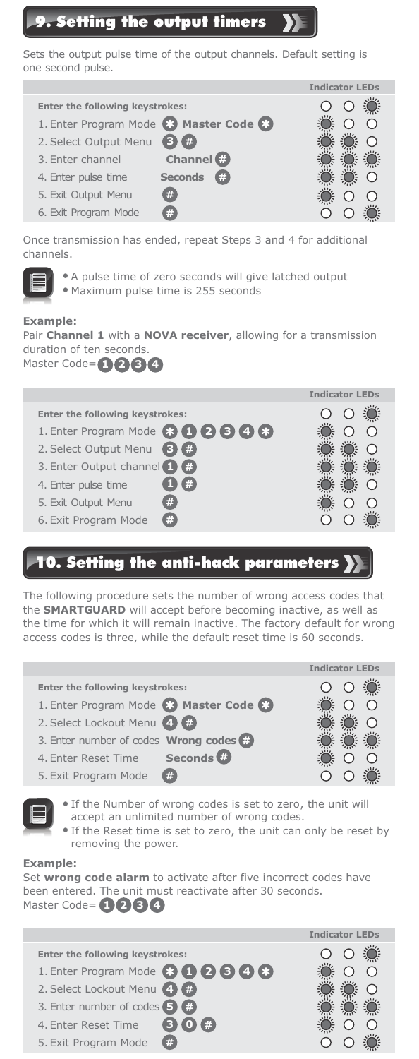## 9. Setting the output timers

Sets the output pulse time of the output channels. Default setting is one second pulse.

| Enter the following keystrokes: | Indicator LEDs |
|---|---|
| 1. Enter Program Mode * Master Code * | |
| 2. Select Output Menu 3 # | |
| 3. Enter channel Channel # | |
| 4. Enter pulse time Seconds # | |
| 5. Exit Output Menu # | |
| 6. Exit Program Mode # | |

Once transmission has ended, repeat Steps 3 and 4 for additional channels.

- A pulse time of zero seconds will give latched output
- Maximum pulse time is 255 seconds

**Example:**
Pair **Channel 1** with a **NOVA receiver**, allowing for a transmission duration of ten seconds.
Master Code= 1 2 3 4

| Enter the following keystrokes: | Indicator LEDs |
|---|---|
| 1. Enter Program Mode * 1 2 3 4 * | |
| 2. Select Output Menu 3 # | |
| 3. Enter Output channel 1 # | |
| 4. Enter pulse time 1 # | |
| 5. Exit Output Menu # | |
| 6. Exit Program Mode # | |

## 10. Setting the anti-hack parameters

The following procedure sets the number of wrong access codes that the **SMARTGUARD** will accept before becoming inactive, as well as the time for which it will remain inactive. The factory default for wrong access codes is three, while the default reset time is 60 seconds.

| Enter the following keystrokes: | Indicator LEDs |
|---|---|
| 1. Enter Program Mode * Master Code * | |
| 2. Select Lockout Menu 4 # | |
| 3. Enter number of codes Wrong codes # | |
| 4. Enter Reset Time Seconds # | |
| 5. Exit Program Mode # | |

- If the Number of wrong codes is set to zero, the unit will accept an unlimited number of wrong codes.
- If the Reset time is set to zero, the unit can only be reset by removing the power.

**Example:**
Set **wrong code alarm** to activate after five incorrect codes have been entered. The unit must reactivate after 30 seconds.
Master Code= 1 2 3 4

| Enter the following keystrokes: | Indicator LEDs |
|---|---|
| 1. Enter Program Mode * 1 2 3 4 * | |
| 2. Select Lockout Menu 4 # | |
| 3. Enter number of codes 5 # | |
| 4. Enter Reset Time 3 0 # | |
| 5. Exit Program Mode # | |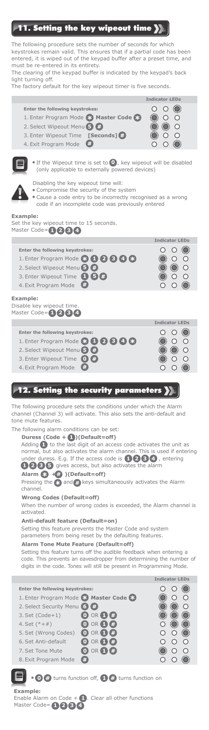## 11. Setting the key wipeout time

The following procedure sets the number of seconds for which keystrokes remain valid. This ensures that if a partial code has been entered, it is wiped out of the keypad buffer after a preset time, and must be re-entered in its entirety.

The clearing of the keypad buffer is indicated by the keypad's back light turning off.

The factory default for the key wipeout timer is five seconds.

| Enter the following keystrokes: | Indicator LEDs |
| --- | --- |
| 1. Enter Program Mode * Master Code * | |
| 2. Select Wipeout Menu 5 # | |
| 3. Enter Wipeout Time [Seconds] # | |
| 4. Exit Program Mode # | |

- If the Wipeout time is set to 0, key wipeout will be disabled (only applicable to externally powered devices)

Disabling the key wipeout time will:

- Compromise the security of the system
- Cause a code entry to be incorrectly recognised as a wrong code if an incomplete code was previously entered

**Example:**

Set the key wipeout time to 15 seconds.
Master Code= 1 2 3 4

| Enter the following keystrokes: | Indicator LEDs |
| --- | --- |
| 1. Enter Program Mode * 1 2 3 4 * | |
| 2. Select Wipeout Menu 5 # | |
| 3. Enter Wipeout Time 1 5 # | |
| 4. Exit Program Mode # | |

**Example:**

Disable key wipeout time.
Master Code= 1 2 3 4

| Enter the following keystrokes: | Indicator LEDs |
| --- | --- |
| 1. Enter Program Mode * 1 2 3 4 * | |
| 2. Select Wipeout Menu 5 # | |
| 3. Enter Wipeout Time 0 # | |
| 4. Exit Program Mode # | |

## 12. Setting the security parameters

The following procedure sets the conditions under which the Alarm channel (Channel 3) will activate. This also sets the anti-default and tone mute features.

The following alarm conditions can be set:

**Duress (Code + 1)(Default=off)**

Adding 1 to the last digit of an access code activates the unit as normal, but also activates the alarm channel. This is used if entering under duress. E.g. If the access code is 1 2 3 4, entering 1 2 3 5 gives access, but also activates the alarm

**Alarm * + # )(Default=off)**

Pressing the * and # keys simultaneously activates the Alarm channel.

**Wrong Codes (Default=off)**

When the number of wrong codes is exceeded, the Alarm channel is activated.

**Anti-default feature (Default=on)**

Setting this feature prevents the Master Code and system parameters from being reset by the defaulting features.

**Alarm Tone Mute Feature (Default=off)**

Setting this feature turns off the audible feedback when entering a code. This prevents an eavesdropper from determining the number of digits in the code. Tones will still be present in Programming Mode.

| Enter the following keystrokes: | | Indicator LEDs |
| --- | --- | --- |
| 1. Enter Program Mode * Master Code * | | |
| 2. Select Security Menu 6 # | | |
| 3. Set (Code+1) | 0 OR 1 # | |
| 4. Set (*+#) | 0 OR 1 # | |
| 5. Set (Wrong Codes) | 0 OR 1 # | |
| 6. Set Anti-default | 0 OR 1 # | |
| 7. Set Tone Mute | 0 OR 1 # | |
| 8. Exit Program Mode # | | |

- 0 # turns function off, 1 # turns function on

**Example:**

Enable Alarm on Code + 1. Clear all other functions
Master Code= 1 2 3 4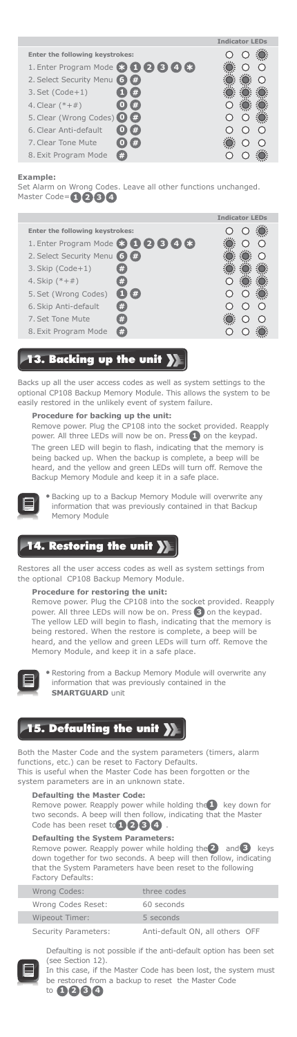| Enter the following keystrokes: | | Indicator LEDs |
|---|---|---|
| 1. Enter Program Mode | * 1 2 3 4 * | |
| 2. Select Security Menu | 6 # | |
| 3. Set (Code+1) | 1 # | |
| 4. Clear (*+#) | 0 # | |
| 5. Clear (Wrong Codes) | 0 # | |
| 6. Clear Anti-default | 0 # | |
| 7. Clear Tone Mute | 0 # | |
| 8. Exit Program Mode | # | |

**Example:**

Set Alarm on Wrong Codes. Leave all other functions unchanged.
Master Code= 1 2 3 4

| Enter the following keystrokes: | | Indicator LEDs |
|---|---|---|
| 1. Enter Program Mode | * 1 2 3 4 * | |
| 2. Select Security Menu | 6 # | |
| 3. Skip (Code+1) | # | |
| 4. Skip (*+#) | # | |
| 5. Set (Wrong Codes) | 1 # | |
| 6. Skip Anti-default | # | |
| 7. Set Tone Mute | # | |
| 8. Exit Program Mode | # | |

## 13. Backing up the unit

Backs up all the user access codes as well as system settings to the optional CP108 Backup Memory Module. This allows the system to be easily restored in the unlikely event of system failure.

**Procedure for backing up the unit:**

Remove power. Plug the CP108 into the socket provided. Reapply power. All three LEDs will now be on. Press 1 on the keypad. The green LED will begin to flash, indicating that the memory is being backed up. When the backup is complete, a beep will be heard, and the yellow and green LEDs will turn off. Remove the Backup Memory Module and keep it in a safe place.

- Backing up to a Backup Memory Module will overwrite any information that was previously contained in that Backup Memory Module

## 14. Restoring the unit

Restores all the user access codes as well as system settings from the optional CP108 Backup Memory Module.

**Procedure for restoring the unit:**

Remove power. Plug the CP108 into the socket provided. Reapply power. All three LEDs will now be on. Press 3 on the keypad. The yellow LED will begin to flash, indicating that the memory is being restored. When the restore is complete, a beep will be heard, and the yellow and green LEDs will turn off. Remove the Memory Module, and keep it in a safe place.

- Restoring from a Backup Memory Module will overwrite any information that was previously contained in the **SMARTGUARD** unit

## 15. Defaulting the unit

Both the Master Code and the system parameters (timers, alarm functions, etc.) can be reset to Factory Defaults.
This is useful when the Master Code has been forgotten or the system parameters are in an unknown state.

**Defaulting the Master Code:**

Remove power. Reapply power while holding the 1 key down for two seconds. A beep will then follow, indicating that the Master Code has been reset to 1 2 3 4 .

**Defaulting the System Parameters:**

Remove power. Reapply power while holding the 2 and 3 keys down together for two seconds. A beep will then follow, indicating that the System Parameters have been reset to the following Factory Defaults:

| | |
|---|---|
| Wrong Codes: | three codes |
| Wrong Codes Reset: | 60 seconds |
| Wipeout Timer: | 5 seconds |
| Security Parameters: | Anti-default ON, all others OFF |

Defaulting is not possible if the anti-default option has been set (see Section 12).
In this case, if the Master Code has been lost, the system must be restored from a backup to reset the Master Code to 1 2 3 4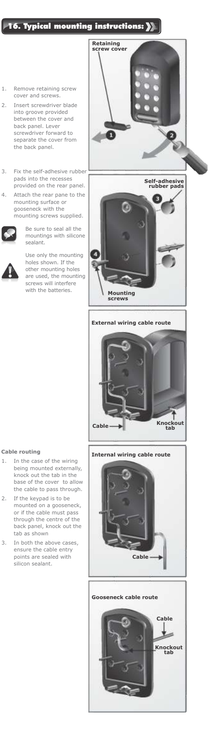## 16. Typical mounting instructions:

1. Remove retaining screw cover and screws.
2. Insert screwdriver blade into groove provided between the cover and back panel. Lever screwdriver forward to separate the cover from the back panel.
3. Fix the self-adhesive rubber pads into the recesses provided on the rear panel.
4. Attach the rear pane to the mounting surface or gooseneck with the mounting screws supplied.

Be sure to seal all the mountings with silicone sealant.

Use only the mounting holes shown. If the other mounting holes are used, the mounting screws will interfere with the batteries.

Retaining screw cover

Self-adhesive rubber pads

Mounting screws

External wiring cable route

Cable

Knockout tab

### Cable routing

1. In the case of the wiring being mounted externally, knock out the tab in the base of the cover to allow the cable to pass through.
2. If the keypad is to be mounted on a gooseneck, or if the cable must pass through the centre of the back panel, knock out the tab as shown
3. In both the above cases, ensure the cable entry points are sealed with silicon sealant.

Internal wiring cable route

Cable

Gooseneck cable route

Cable

Knockout tab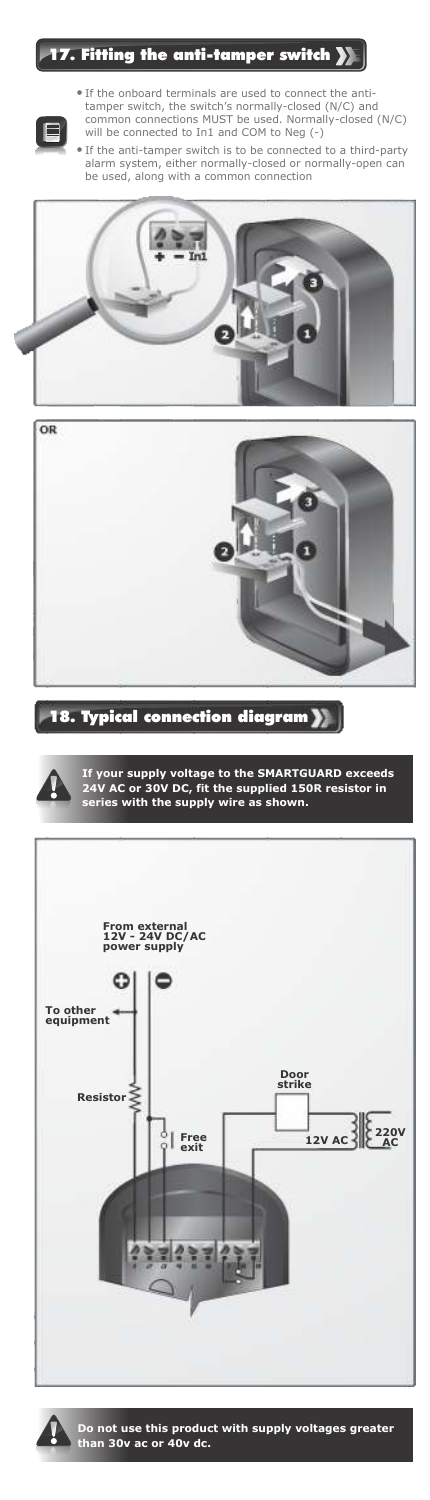## 17. Fitting the anti-tamper switch

- If the onboard terminals are used to connect the anti-tamper switch, the switch's normally-closed (N/C) and common connections MUST be used. Normally-closed (N/C) will be connected to In1 and COM to Neg (-)
- If the anti-tamper switch is to be connected to a third-party alarm system, either normally-closed or normally-open can be used, along with a common connection

\+ − In1

1
2
3

OR

1
2
3

## 18. Typical connection diagram

**If your supply voltage to the SMARTGUARD exceeds 24V AC or 30V DC, fit the supplied 150R resistor in series with the supply wire as shown.**

From external 12V - 24V DC/AC power supply

To other equipment

Resistor

Free exit

Door strike

12V AC

220V AC

**Do not use this product with supply voltages greater than 30v ac or 40v dc.**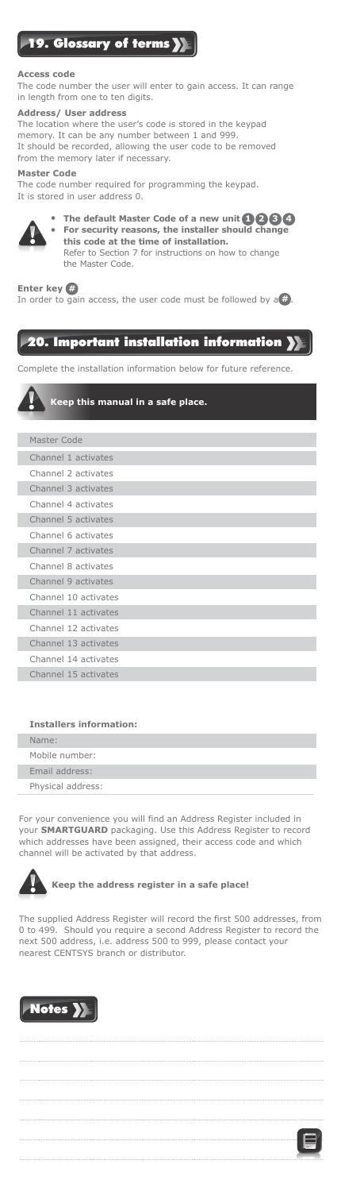## 19. Glossary of terms

**Access code**

The code number the user will enter to gain access. It can range in length from one to ten digits.

**Address/ User address**

The location where the user's code is stored in the keypad memory. It can be any number between 1 and 999. It should be recorded, allowing the user code to be removed from the memory later if necessary.

**Master Code**

The code number required for programming the keypad. It is stored in user address 0.

- **The default Master Code of a new unit 1 2 3 4**
- **For security reasons, the installer should change this code at the time of installation.**

Refer to Section 7 for instructions on how to change the Master Code.

**Enter key #**

In order to gain access, the user code must be followed by a #.

## 20. Important installation information

Complete the installation information below for future reference.

**Keep this manual in a safe place.**

| Master Code | |
|---|---|
| Channel 1 activates | |
| Channel 2 activates | |
| Channel 3 activates | |
| Channel 4 activates | |
| Channel 5 activates | |
| Channel 6 activates | |
| Channel 7 activates | |
| Channel 8 activates | |
| Channel 9 activates | |
| Channel 10 activates | |
| Channel 11 activates | |
| Channel 12 activates | |
| Channel 13 activates | |
| Channel 14 activates | |
| Channel 15 activates | |

**Installers information:**

| Name: | |
|---|---|
| Mobile number: | |
| Email address: | |
| Physical address: | |

For your convenience you will find an Address Register included in your **SMARTGUARD** packaging. Use this Address Register to record which addresses have been assigned, their access code and which channel will be activated by that address.

**Keep the address register in a safe place!**

The supplied Address Register will record the first 500 addresses, from 0 to 499. Should you require a second Address Register to record the next 500 address, i.e. address 500 to 999, please contact your nearest CENTSYS branch or distributor.

## Notes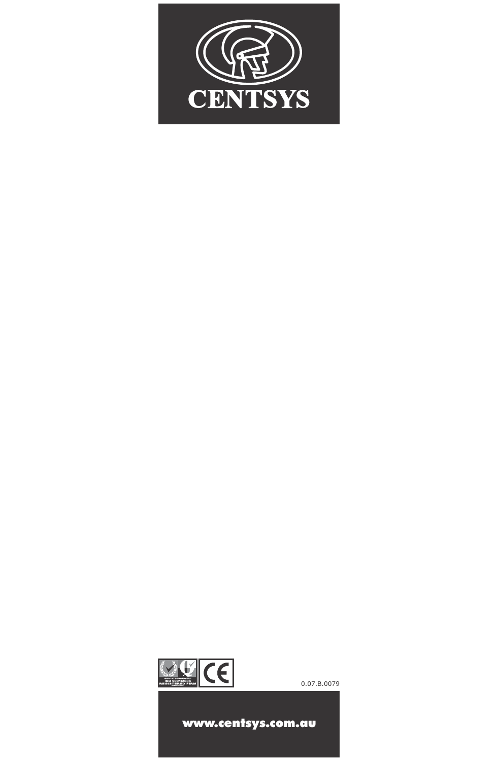CENTSYS

0.07.B.0079

www.centsys.com.au